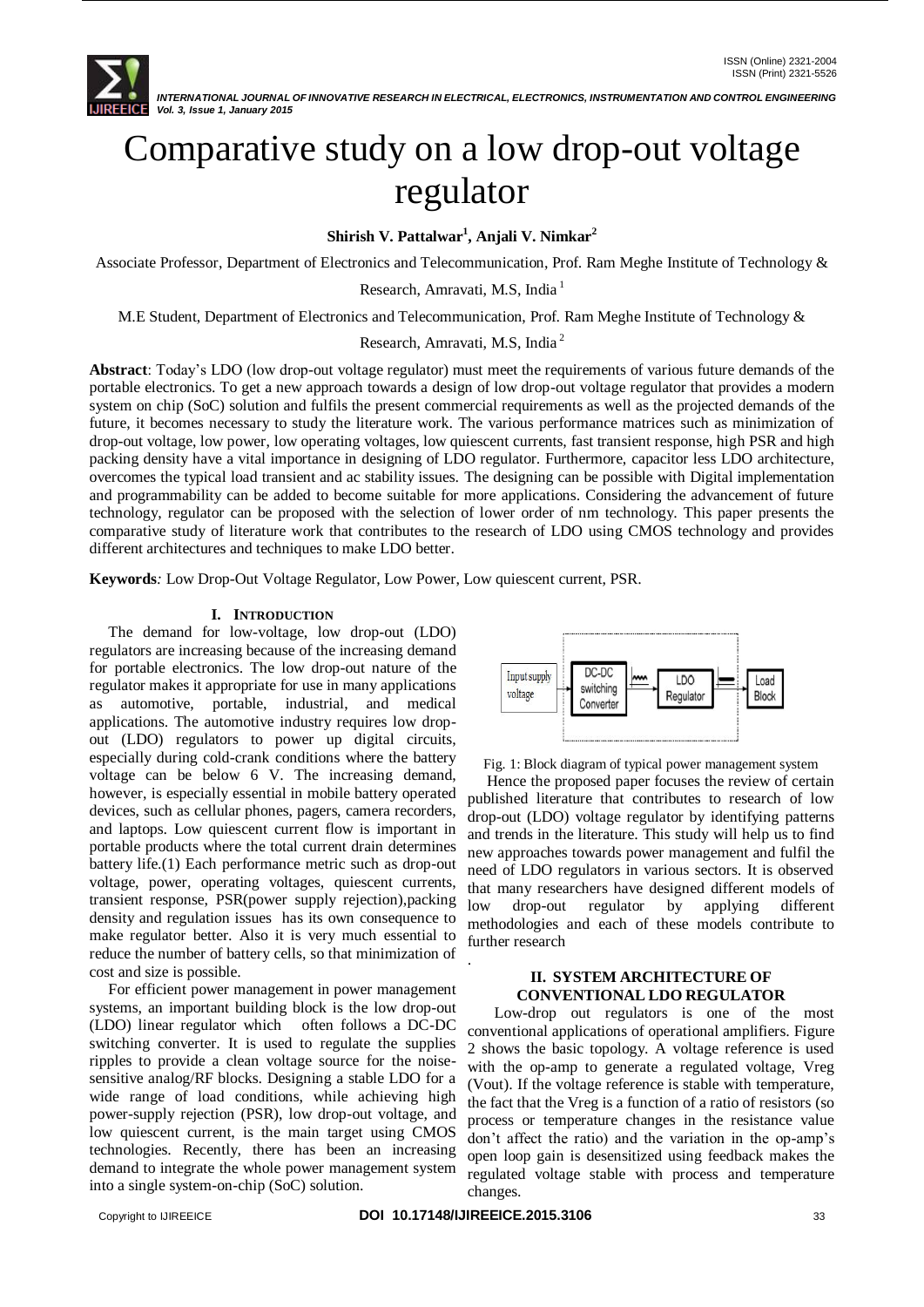# Comparative study on a low drop-out voltage regulator

**Shirish V. Pattalwar[1], Anjali V. Nimkar[2]**

Associate Professor, Department of Electronics and Telecommunication, Prof. Ram Meghe Institute of Technology & Research, Amravati, M.S, India [1]

M.E Student, Department of Electronics and Telecommunication, Prof. Ram Meghe Institute of Technology & Research, Amravati, M.S, India [2]

**Abstract**: Today's LDO (low drop-out voltage regulator) must meet the requirements of various future demands of the portable electronics. To get a new approach towards a design of low drop-out voltage regulator that provides a modern system on chip (SoC) solution and fulfils the present commercial requirements as well as the projected demands of the future, it becomes necessary to study the literature work. The various performance matrices such as minimization of drop-out voltage, low power, low operating voltages, low quiescent currents, fast transient response, high PSR and high packing density have a vital importance in designing of LDO regulator. Furthermore, capacitor less LDO architecture, overcomes the typical load transient and ac stability issues. The designing can be possible with Digital implementation and programmability can be added to become suitable for more applications. Considering the advancement of future technology, regulator can be proposed with the selection of lower order of nm technology. This paper presents the comparative study of literature work that contributes to the research of LDO using CMOS technology and provides different architectures and techniques to make LDO better.

**Keywords**: Low Drop-Out Voltage Regulator, Low Power, Low quiescent current, PSR.

## I. INTRODUCTION

The demand for low-voltage, low drop-out (LDO) regulators are increasing because of the increasing demand for portable electronics. The low drop-out nature of the regulator makes it appropriate for use in many applications as automotive, portable, industrial, and medical applications. The automotive industry requires low drop-out (LDO) regulators to power up digital circuits, especially during cold-crank conditions where the battery voltage can be below 6 V. The increasing demand, however, is especially essential in mobile battery operated devices, such as cellular phones, pagers, camera recorders, and laptops. Low quiescent current flow is important in portable products where the total current drain determines battery life.(1) Each performance metric such as drop-out voltage, power, operating voltages, quiescent currents, transient response, PSR(power supply rejection),packing density and regulation issues has its own consequence to make regulator better. Also it is very much essential to reduce the number of battery cells, so that minimization of cost and size is possible.

For efficient power management in power management systems, an important building block is the low drop-out (LDO) linear regulator which often follows a DC-DC switching converter. It is used to regulate the supplies ripples to provide a clean voltage source for the noise-sensitive analog/RF blocks. Designing a stable LDO for a wide range of load conditions, while achieving high power-supply rejection (PSR), low drop-out voltage, and low quiescent current, is the main target using CMOS technologies. Recently, there has been an increasing demand to integrate the whole power management system into a single system-on-chip (SoC) solution.

Fig. 1: Block diagram of typical power management system

Hence the proposed paper focuses the review of certain published literature that contributes to research of low drop-out (LDO) voltage regulator by identifying patterns and trends in the literature. This study will help us to find new approaches towards power management and fulfil the need of LDO regulators in various sectors. It is observed that many researchers have designed different models of low drop-out regulator by applying different methodologies and each of these models contribute to further research

.

## II. SYSTEM ARCHITECTURE OF CONVENTIONAL LDO REGULATOR

Low-drop out regulators is one of the most conventional applications of operational amplifiers. Figure 2 shows the basic topology. A voltage reference is used with the op-amp to generate a regulated voltage, Vreg (Vout). If the voltage reference is stable with temperature, the fact that the Vreg is a function of a ratio of resistors (so process or temperature changes in the resistance value don't affect the ratio) and the variation in the op-amp's open loop gain is desensitized using feedback makes the regulated voltage stable with process and temperature changes.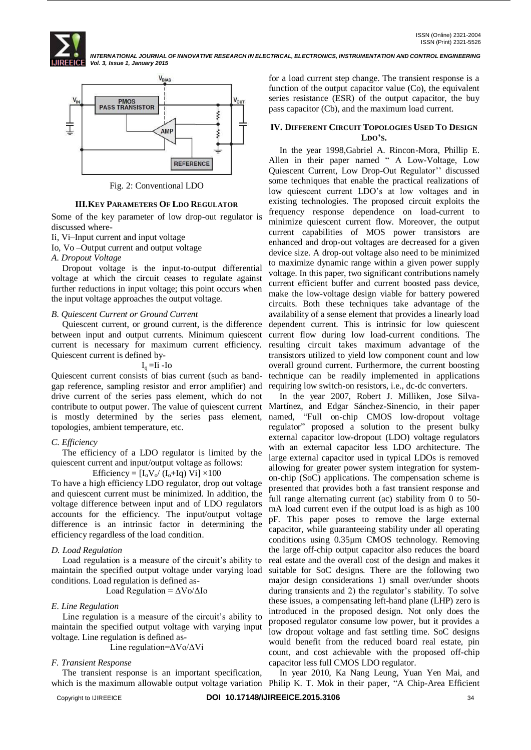Fig. 2: Conventional LDO

### III. Key Parameters Of LDO Regulator

Some of the key parameter of low drop-out regulator is discussed where-

Ii, Vi–Input current and input voltage

Io, Vo –Output current and output voltage

*A. Dropout Voltage*

Dropout voltage is the input-to-output differential voltage at which the circuit ceases to regulate against further reductions in input voltage; this point occurs when the input voltage approaches the output voltage.

*B. Quiescent Current or Ground Current*

Quiescent current, or ground current, is the difference between input and output currents. Minimum quiescent current is necessary for maximum current efficiency. Quiescent current is defined by-

$$I_q = Ii - Io$$

Quiescent current consists of bias current (such as band-gap reference, sampling resistor and error amplifier) and drive current of the series pass element, which do not contribute to output power. The value of quiescent current is mostly determined by the series pass element, topologies, ambient temperature, etc.

*C. Efficiency*

The efficiency of a LDO regulator is limited by the quiescent current and input/output voltage as follows:

$$\text{Efficiency} = [I_o V_o / (I_o + Iq)\ Vi] \times 100$$

To have a high efficiency LDO regulator, drop out voltage and quiescent current must be minimized. In addition, the voltage difference between input and of LDO regulators accounts for the efficiency. The input/output voltage difference is an intrinsic factor in determining the efficiency regardless of the load condition.

*D. Load Regulation*

Load regulation is a measure of the circuit's ability to maintain the specified output voltage under varying load conditions. Load regulation is defined as-

$$\text{Load Regulation} = \Delta Vo / \Delta Io$$

*E. Line Regulation*

Line regulation is a measure of the circuit's ability to maintain the specified output voltage with varying input voltage. Line regulation is defined as-

$$\text{Line regulation} = \Delta Vo / \Delta Vi$$

*F. Transient Response*

The transient response is an important specification, which is the maximum allowable output voltage variation for a load current step change. The transient response is a function of the output capacitor value (Co), the equivalent series resistance (ESR) of the output capacitor, the buy pass capacitor (Cb), and the maximum load current.

### IV. Different Circuit Topologies Used To Design LDO's.

In the year 1998,Gabriel A. Rincon-Mora, Phillip E. Allen in their paper named " A Low-Voltage, Low Quiescent Current, Low Drop-Out Regulator'' discussed some techniques that enable the practical realizations of low quiescent current LDO's at low voltages and in existing technologies. The proposed circuit exploits the frequency response dependence on load-current to minimize quiescent current flow. Moreover, the output current capabilities of MOS power transistors are enhanced and drop-out voltages are decreased for a given device size. A drop-out voltage also need to be minimized to maximize dynamic range within a given power supply voltage. In this paper, two significant contributions namely current efficient buffer and current boosted pass device, make the low-voltage design viable for battery powered circuits. Both these techniques take advantage of the availability of a sense element that provides a linearly load dependent current. This is intrinsic for low quiescent current flow during low load-current conditions. The resulting circuit takes maximum advantage of the transistors utilized to yield low component count and low overall ground current. Furthermore, the current boosting technique can be readily implemented in applications requiring low switch-on resistors, i.e., dc-dc converters.

In the year 2007, Robert J. Milliken, Jose Silva-Martínez, and Edgar Sánchez-Sinencio, in their paper named, "Full on-chip CMOS low-dropout voltage regulator" proposed a solution to the present bulky external capacitor low-dropout (LDO) voltage regulators with an external capacitor less LDO architecture. The large external capacitor used in typical LDOs is removed allowing for greater power system integration for system-on-chip (SoC) applications. The compensation scheme is presented that provides both a fast transient response and full range alternating current (ac) stability from 0 to 50-mA load current even if the output load is as high as 100 pF. This paper poses to remove the large external capacitor, while guaranteeing stability under all operating conditions using 0.35µm CMOS technology. Removing the large off-chip output capacitor also reduces the board real estate and the overall cost of the design and makes it suitable for SoC designs. There are the following two major design considerations 1) small over/under shoots during transients and 2) the regulator's stability. To solve these issues, a compensating left-hand plane (LHP) zero is introduced in the proposed design. Not only does the proposed regulator consume low power, but it provides a low dropout voltage and fast settling time. SoC designs would benefit from the reduced board real estate, pin count, and cost achievable with the proposed off-chip capacitor less full CMOS LDO regulator.

In year 2010, Ka Nang Leung, Yuan Yen Mai, and Philip K. T. Mok in their paper, "A Chip-Area Efficient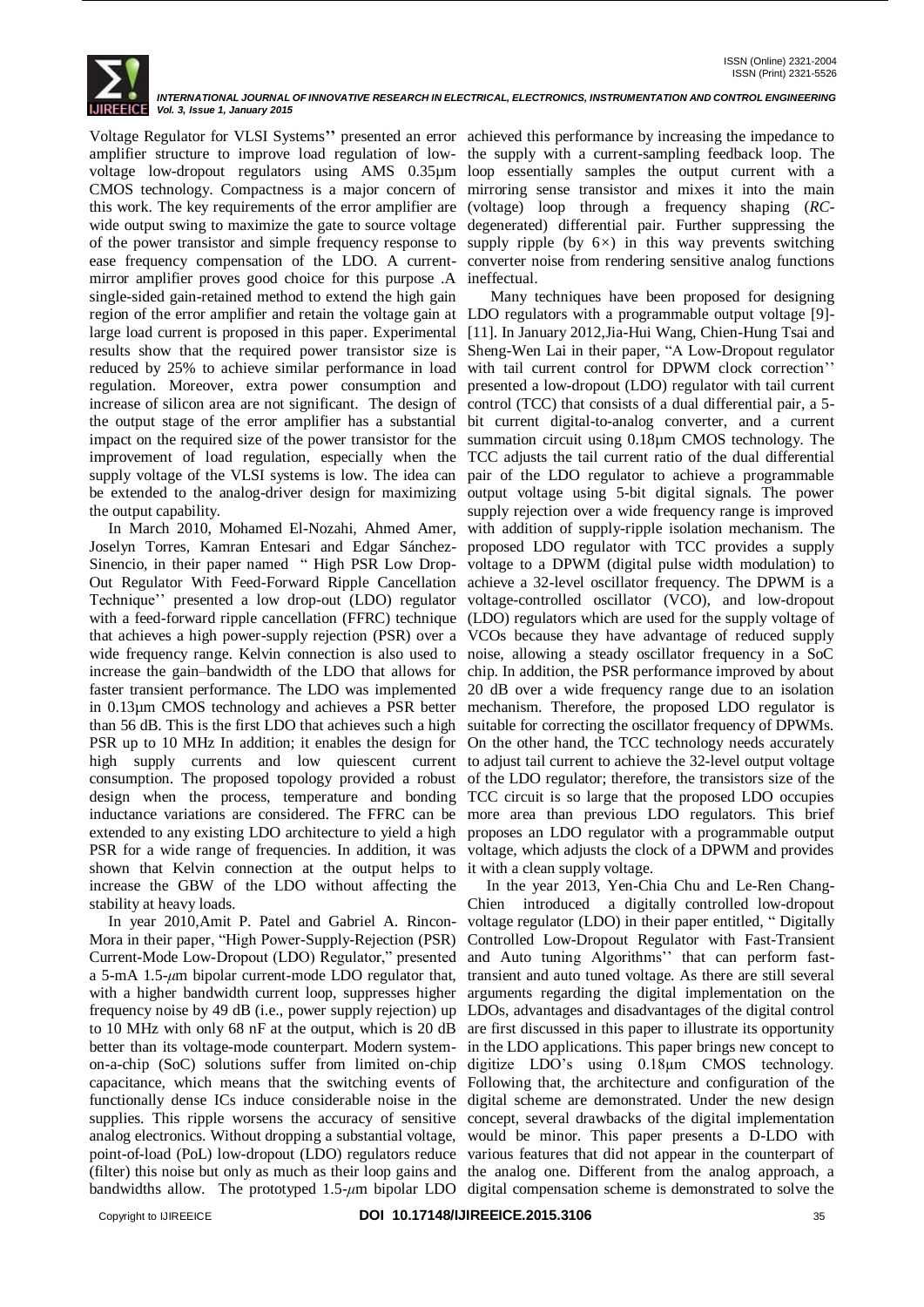Voltage Regulator for VLSI Systems'' presented an error amplifier structure to improve load regulation of low-voltage low-dropout regulators using AMS 0.35μm CMOS technology. Compactness is a major concern of this work. The key requirements of the error amplifier are wide output swing to maximize the gate to source voltage of the power transistor and simple frequency response to ease frequency compensation of the LDO. A current-mirror amplifier proves good choice for this purpose .A single-sided gain-retained method to extend the high gain region of the error amplifier and retain the voltage gain at large load current is proposed in this paper. Experimental results show that the required power transistor size is reduced by 25% to achieve similar performance in load regulation. Moreover, extra power consumption and increase of silicon area are not significant. The design of the output stage of the error amplifier has a substantial impact on the required size of the power transistor for the improvement of load regulation, especially when the supply voltage of the VLSI systems is low. The idea can be extended to the analog-driver design for maximizing the output capability.

In March 2010, Mohamed El-Nozahi, Ahmed Amer, Joselyn Torres, Kamran Entesari and Edgar Sánchez-Sinencio, in their paper named " High PSR Low Drop-Out Regulator With Feed-Forward Ripple Cancellation Technique'' presented a low drop-out (LDO) regulator with a feed-forward ripple cancellation (FFRC) technique that achieves a high power-supply rejection (PSR) over a wide frequency range. Kelvin connection is also used to increase the gain–bandwidth of the LDO that allows for faster transient performance. The LDO was implemented in 0.13μm CMOS technology and achieves a PSR better than 56 dB. This is the first LDO that achieves such a high PSR up to 10 MHz In addition; it enables the design for high supply currents and low quiescent current consumption. The proposed topology provided a robust design when the process, temperature and bonding inductance variations are considered. The FFRC can be extended to any existing LDO architecture to yield a high PSR for a wide range of frequencies. In addition, it was shown that Kelvin connection at the output helps to increase the GBW of the LDO without affecting the stability at heavy loads.

In year 2010,Amit P. Patel and Gabriel A. Rincon-Mora in their paper, "High Power-Supply-Rejection (PSR) Current-Mode Low-Dropout (LDO) Regulator," presented a 5-mA 1.5-$\mu$m bipolar current-mode LDO regulator that, with a higher bandwidth current loop, suppresses higher frequency noise by 49 dB (i.e., power supply rejection) up to 10 MHz with only 68 nF at the output, which is 20 dB better than its voltage-mode counterpart. Modern system-on-a-chip (SoC) solutions suffer from limited on-chip capacitance, which means that the switching events of functionally dense ICs induce considerable noise in the supplies. This ripple worsens the accuracy of sensitive analog electronics. Without dropping a substantial voltage, point-of-load (PoL) low-dropout (LDO) regulators reduce (filter) this noise but only as much as their loop gains and bandwidths allow. The prototyped 1.5-$\mu$m bipolar LDO achieved this performance by increasing the impedance to the supply with a current-sampling feedback loop. The loop essentially samples the output current with a mirroring sense transistor and mixes it into the main (voltage) loop through a frequency shaping (*RC*-degenerated) differential pair. Further suppressing the supply ripple (by 6×) in this way prevents switching converter noise from rendering sensitive analog functions ineffectual.

Many techniques have been proposed for designing LDO regulators with a programmable output voltage [9]-[11]. In January 2012,Jia-Hui Wang, Chien-Hung Tsai and Sheng-Wen Lai in their paper, "A Low-Dropout regulator with tail current control for DPWM clock correction'' presented a low-dropout (LDO) regulator with tail current control (TCC) that consists of a dual differential pair, a 5-bit current digital-to-analog converter, and a current summation circuit using 0.18μm CMOS technology. The TCC adjusts the tail current ratio of the dual differential pair of the LDO regulator to achieve a programmable output voltage using 5-bit digital signals. The power supply rejection over a wide frequency range is improved with addition of supply-ripple isolation mechanism. The proposed LDO regulator with TCC provides a supply voltage to a DPWM (digital pulse width modulation) to achieve a 32-level oscillator frequency. The DPWM is a voltage-controlled oscillator (VCO), and low-dropout (LDO) regulators which are used for the supply voltage of VCOs because they have advantage of reduced supply noise, allowing a steady oscillator frequency in a SoC chip. In addition, the PSR performance improved by about 20 dB over a wide frequency range due to an isolation mechanism. Therefore, the proposed LDO regulator is suitable for correcting the oscillator frequency of DPWMs. On the other hand, the TCC technology needs accurately to adjust tail current to achieve the 32-level output voltage of the LDO regulator; therefore, the transistors size of the TCC circuit is so large that the proposed LDO occupies more area than previous LDO regulators. This brief proposes an LDO regulator with a programmable output voltage, which adjusts the clock of a DPWM and provides it with a clean supply voltage.

In the year 2013, Yen-Chia Chu and Le-Ren Chang-Chien introduced a digitally controlled low-dropout voltage regulator (LDO) in their paper entitled, " Digitally Controlled Low-Dropout Regulator with Fast-Transient and Auto Tuning Algorithms'' that can perform fast-transient and auto tuned voltage. As there are still several arguments regarding the digital implementation on the LDOs, advantages and disadvantages of the digital control are first discussed in this paper to illustrate its opportunity in the LDO applications. This paper brings new concept to digitize LDO's using 0.18μm CMOS technology. Following that, the architecture and configuration of the digital scheme are demonstrated. Under the new design concept, several drawbacks of the digital implementation would be minor. This paper presents a D-LDO with various features that did not appear in the counterpart of the analog one. Different from the analog approach, a digital compensation scheme is demonstrated to solve the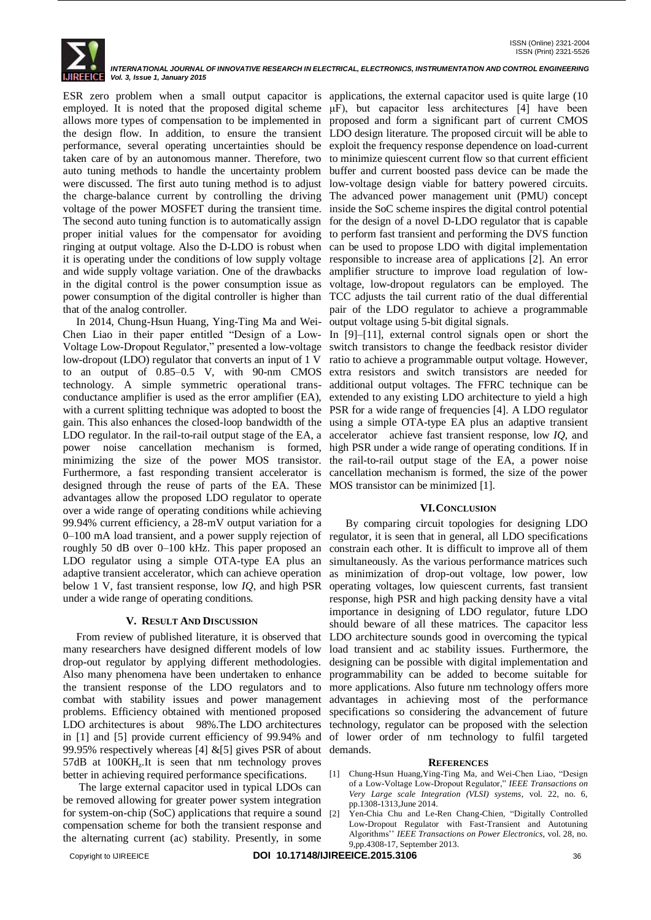ESR zero problem when a small output capacitor is employed. It is noted that the proposed digital scheme allows more types of compensation to be implemented in the design flow. In addition, to ensure the transient performance, several operating uncertainties should be taken care of by an autonomous manner. Therefore, two auto tuning methods to handle the uncertainty problem were discussed. The first auto tuning method is to adjust the charge-balance current by controlling the driving voltage of the power MOSFET during the transient time. The second auto tuning function is to automatically assign proper initial values for the compensator for avoiding ringing at output voltage. Also the D-LDO is robust when it is operating under the conditions of low supply voltage and wide supply voltage variation. One of the drawbacks in the digital control is the power consumption issue as power consumption of the digital controller is higher than that of the analog controller.

In 2014, Chung-Hsun Huang, Ying-Ting Ma and Wei-Chen Liao in their paper entitled "Design of a Low-Voltage Low-Dropout Regulator," presented a low-voltage low-dropout (LDO) regulator that converts an input of 1 V to an output of 0.85–0.5 V, with 90-nm CMOS technology. A simple symmetric operational trans-conductance amplifier is used as the error amplifier (EA), with a current splitting technique was adopted to boost the gain. This also enhances the closed-loop bandwidth of the LDO regulator. In the rail-to-rail output stage of the EA, a power noise cancellation mechanism is formed, minimizing the size of the power MOS transistor. Furthermore, a fast responding transient accelerator is designed through the reuse of parts of the EA. These advantages allow the proposed LDO regulator to operate over a wide range of operating conditions while achieving 99.94% current efficiency, a 28-mV output variation for a 0–100 mA load transient, and a power supply rejection of roughly 50 dB over 0–100 kHz. This paper proposed an LDO regulator using a simple OTA-type EA plus an adaptive transient accelerator, which can achieve operation below 1 V, fast transient response, low *IQ*, and high PSR under a wide range of operating conditions.

## V. RESULT AND DISCUSSION

From review of published literature, it is observed that many researchers have designed different models of low drop-out regulator by applying different methodologies. Also many phenomena have been undertaken to enhance the transient response of the LDO regulators and to combat with stability issues and power management problems. Efficiency obtained with mentioned proposed LDO architectures is about 98%.The LDO architectures in [1] and [5] provide current efficiency of 99.94% and 99.95% respectively whereas [4] &[5] gives PSR of about 57dB at 100KH$_z$.It is seen that nm technology proves better in achieving required performance specifications.

The large external capacitor used in typical LDOs can be removed allowing for greater power system integration for system-on-chip (SoC) applications that require a sound compensation scheme for both the transient response and the alternating current (ac) stability. Presently, in some applications, the external capacitor used is quite large (10 μF), but capacitor less architectures [4] have been proposed and form a significant part of current CMOS LDO design literature. The proposed circuit will be able to exploit the frequency response dependence on load-current to minimize quiescent current flow so that current efficient buffer and current boosted pass device can be made the low-voltage design viable for battery powered circuits. The advanced power management unit (PMU) concept inside the SoC scheme inspires the digital control potential for the design of a novel D-LDO regulator that is capable to perform fast transient and performing the DVS function can be used to propose LDO with digital implementation responsible to increase area of applications [2]. An error amplifier structure to improve load regulation of low-voltage, low-dropout regulators can be employed. The TCC adjusts the tail current ratio of the dual differential pair of the LDO regulator to achieve a programmable output voltage using 5-bit digital signals.

In [9]–[11], external control signals open or short the switch transistors to change the feedback resistor divider ratio to achieve a programmable output voltage. However, extra resistors and switch transistors are needed for additional output voltages. The FFRC technique can be extended to any existing LDO architecture to yield a high PSR for a wide range of frequencies [4]. A LDO regulator using a simple OTA-type EA plus an adaptive transient accelerator achieve fast transient response, low *IQ*, and high PSR under a wide range of operating conditions. If in the rail-to-rail output stage of the EA, a power noise cancellation mechanism is formed, the size of the power MOS transistor can be minimized [1].

## VI. CONCLUSION

By comparing circuit topologies for designing LDO regulator, it is seen that in general, all LDO specifications constrain each other. It is difficult to improve all of them simultaneously. As the various performance matrices such as minimization of drop-out voltage, low power, low operating voltages, low quiescent currents, fast transient response, high PSR and high packing density have a vital importance in designing of LDO regulator, future LDO should beware of all these matrices. The capacitor less LDO architecture sounds good in overcoming the typical load transient and ac stability issues. Furthermore, the designing can be possible with digital implementation and programmability can be added to become suitable for more applications. Also future nm technology offers more advantages in achieving most of the performance specifications so considering the advancement of future technology, regulator can be proposed with the selection of lower order of nm technology to fulfil targeted demands.

## REFERENCES

[1] Chung-Hsun Huang,Ying-Ting Ma, and Wei-Chen Liao, "Design of a Low-Voltage Low-Dropout Regulator," *IEEE Transactions on Very Large scale Integration (VLSI) systems*, vol. 22, no. 6, pp.1308-1313,June 2014.

[2] Yen-Chia Chu and Le-Ren Chang-Chien, "Digitally Controlled Low-Dropout Regulator with Fast-Transient and Autotuning Algorithms'' *IEEE Transactions on Power Electronics*, vol. 28, no. 9,pp.4308-17, September 2013.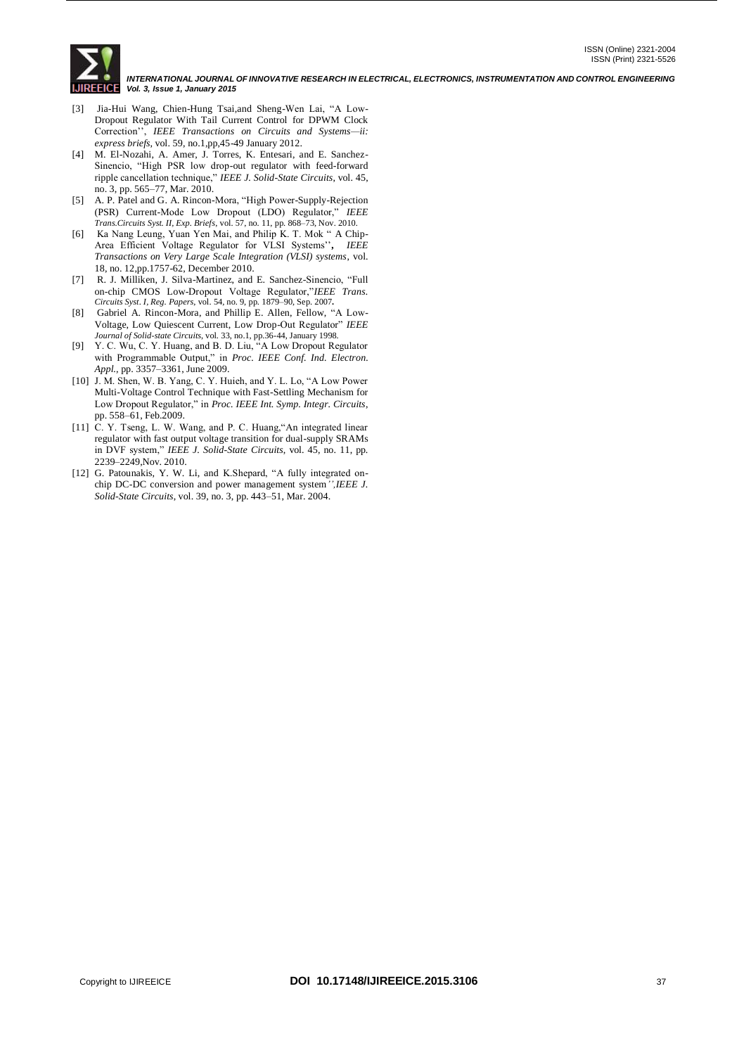[3] Jia-Hui Wang, Chien-Hung Tsai,and Sheng-Wen Lai, "A Low-Dropout Regulator With Tail Current Control for DPWM Clock Correction'', *IEEE Transactions on Circuits and Systems—ii: express briefs*, vol. 59, no.1,pp,45-49 January 2012.

[4] M. El-Nozahi, A. Amer, J. Torres, K. Entesari, and E. Sanchez-Sinencio, "High PSR low drop-out regulator with feed-forward ripple cancellation technique," *IEEE J. Solid-State Circuits*, vol. 45, no. 3, pp. 565–77, Mar. 2010.

[5] A. P. Patel and G. A. Rincon-Mora, "High Power-Supply-Rejection (PSR) Current-Mode Low Dropout (LDO) Regulator," *IEEE Trans.Circuits Syst. II, Exp. Briefs*, vol. 57, no. 11, pp. 868–73, Nov. 2010.

[6] Ka Nang Leung, Yuan Yen Mai, and Philip K. T. Mok " A Chip-Area Efficient Voltage Regulator for VLSI Systems'', *IEEE Transactions on Very Large Scale Integration (VLSI) systems*, vol. 18, no. 12,pp.1757-62, December 2010.

[7] R. J. Milliken, J. Silva-Martinez, and E. Sanchez-Sinencio, "Full on-chip CMOS Low-Dropout Voltage Regulator,"*IEEE Trans. Circuits Syst. I, Reg. Papers*, vol. 54, no. 9, pp. 1879–90, Sep. 2007.

[8] Gabriel A. Rincon-Mora, and Phillip E. Allen, Fellow, "A Low-Voltage, Low Quiescent Current, Low Drop-Out Regulator" *IEEE Journal of Solid-state Circuits*, vol. 33, no.1, pp.36-44, January 1998.

[9] Y. C. Wu, C. Y. Huang, and B. D. Liu, "A Low Dropout Regulator with Programmable Output," in *Proc. IEEE Conf. Ind. Electron. Appl.*, pp. 3357–3361, June 2009.

[10] J. M. Shen, W. B. Yang, C. Y. Huieh, and Y. L. Lo, "A Low Power Multi-Voltage Control Technique with Fast-Settling Mechanism for Low Dropout Regulator," in *Proc. IEEE Int. Symp. Integr. Circuits*, pp. 558–61, Feb.2009.

[11] C. Y. Tseng, L. W. Wang, and P. C. Huang,"An integrated linear regulator with fast output voltage transition for dual-supply SRAMs in DVF system," *IEEE J. Solid-State Circuits*, vol. 45, no. 11, pp. 2239–2249,Nov. 2010.

[12] G. Patounakis, Y. W. Li, and K.Shepard, "A fully integrated on-chip DC-DC conversion and power management system*'',IEEE J. Solid-State Circuits*, vol. 39, no. 3, pp. 443–51, Mar. 2004.